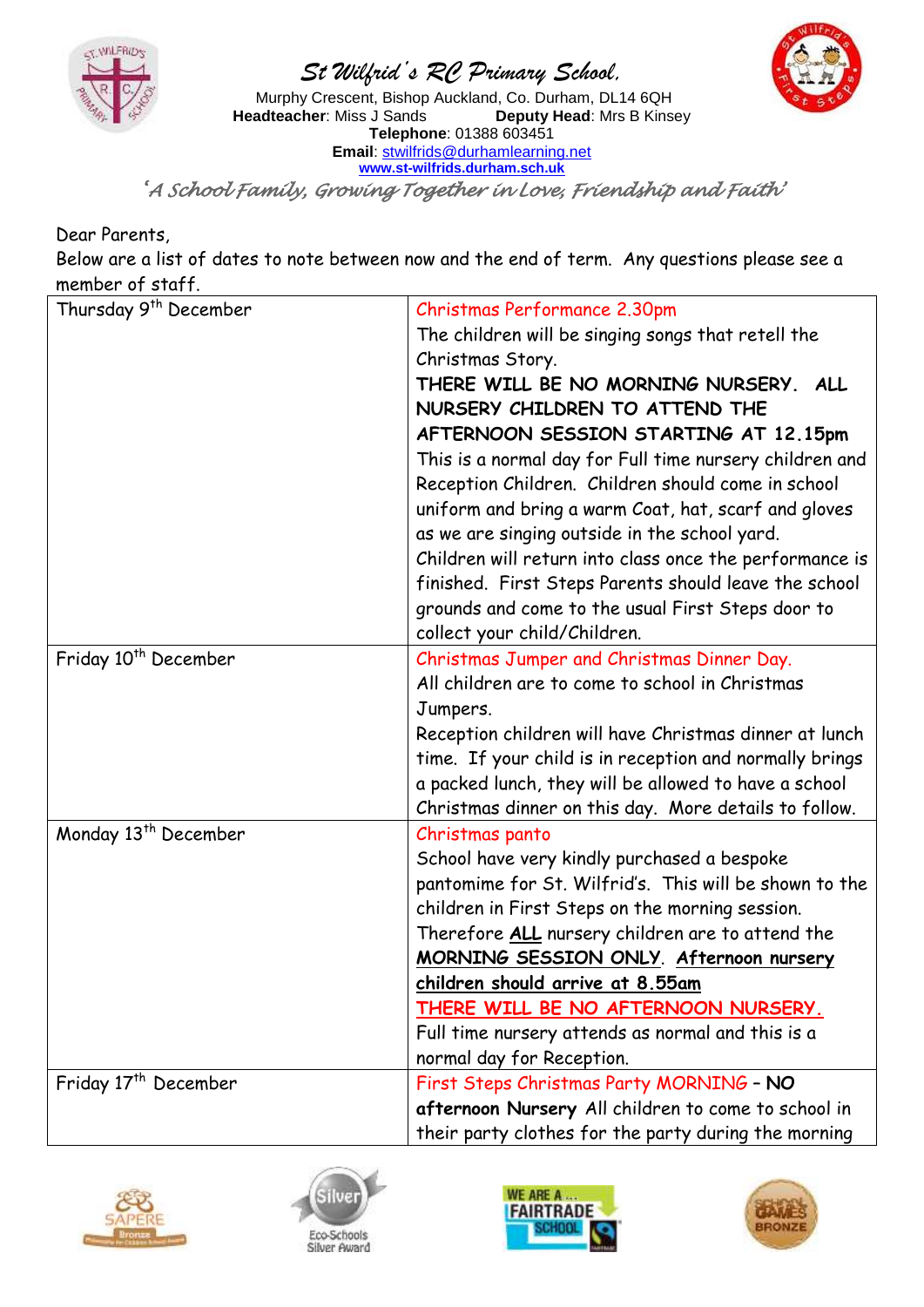# St Wilfrid's RC Primary School,

Murphy Crescent, Bishop Auckland, Co. Durham, DL14 6QH
**Headteacher**: Miss J Sands **Deputy Head**: Mrs B Kinsey
**Telephone**: 01388 603451
**Email**: stwilfrids@durhamlearning.net
**www.st-wilfrids.durham.sch.uk**

*'A School Family, Growing Together in Love, Friendship and Faith'*

Dear Parents,

Below are a list of dates to note between now and the end of term. Any questions please see a member of staff.

| Date | Details |
|---|---|
| Thursday 9th December | Christmas Performance 2.30pm<br>The children will be singing songs that retell the Christmas Story.<br>**THERE WILL BE NO MORNING NURSERY. ALL NURSERY CHILDREN TO ATTEND THE AFTERNOON SESSION STARTING AT 12.15pm**<br>This is a normal day for Full time nursery children and Reception Children. Children should come in school uniform and bring a warm Coat, hat, scarf and gloves as we are singing outside in the school yard.<br>Children will return into class once the performance is finished. First Steps Parents should leave the school grounds and come to the usual First Steps door to collect your child/Children. |
| Friday 10th December | Christmas Jumper and Christmas Dinner Day.<br>All children are to come to school in Christmas Jumpers.<br>Reception children will have Christmas dinner at lunch time. If your child is in reception and normally brings a packed lunch, they will be allowed to have a school Christmas dinner on this day. More details to follow. |
| Monday 13th December | Christmas panto<br>School have very kindly purchased a bespoke pantomime for St. Wilfrid's. This will be shown to the children in First Steps on the morning session.<br>Therefore **ALL** nursery children are to attend the **MORNING SESSION ONLY**. **Afternoon nursery children should arrive at 8.55am**<br>**THERE WILL BE NO AFTERNOON NURSERY.**<br>Full time nursery attends as normal and this is a normal day for Reception. |
| Friday 17th December | First Steps Christmas Party MORNING – **NO afternoon Nursery** All children to come to school in their party clothes for the party during the morning |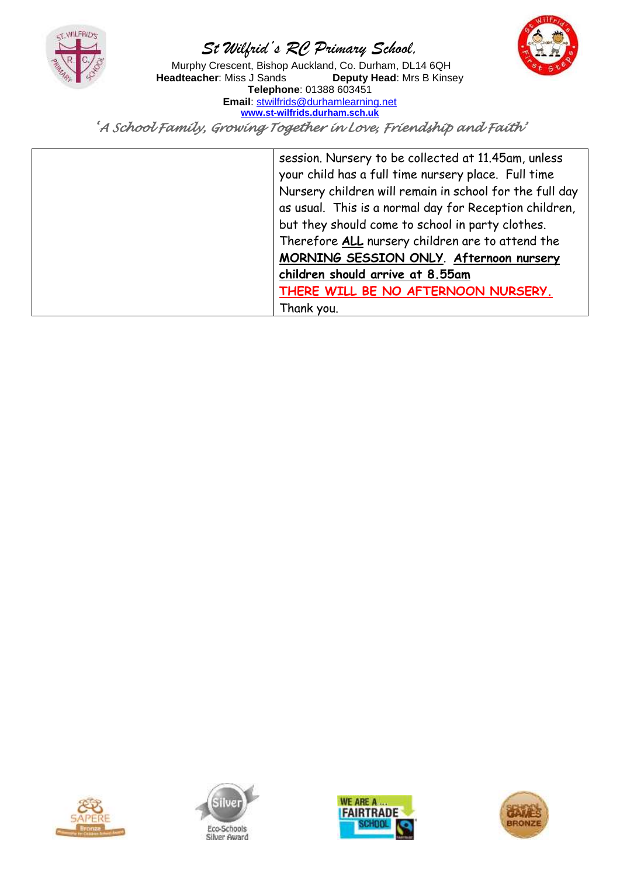# St Wilfrid's RC Primary School.

Murphy Crescent, Bishop Auckland, Co. Durham, DL14 6QH

**Headteacher**: Miss J Sands **Deputy Head**: Mrs B Kinsey

**Telephone**: 01388 603451

**Email**: stwilfrids@durhamlearning.net

**www.st-wilfrids.durham.sch.uk**

*'A School Family, Growing Together in Love, Friendship and Faith'*

| | |
|---|---|
| | session. Nursery to be collected at 11.45am, unless your child has a full time nursery place. Full time Nursery children will remain in school for the full day as usual. This is a normal day for Reception children, but they should come to school in party clothes. Therefore **ALL** nursery children are to attend the **MORNING SESSION ONLY**. **Afternoon nursery children should arrive at 8.55am** **THERE WILL BE NO AFTERNOON NURSERY.** Thank you. |

SAPERE Bronze

Eco-Schools Silver Award

WE ARE A ... FAIRTRADE SCHOOL

SCHOOL GAMES BRONZE